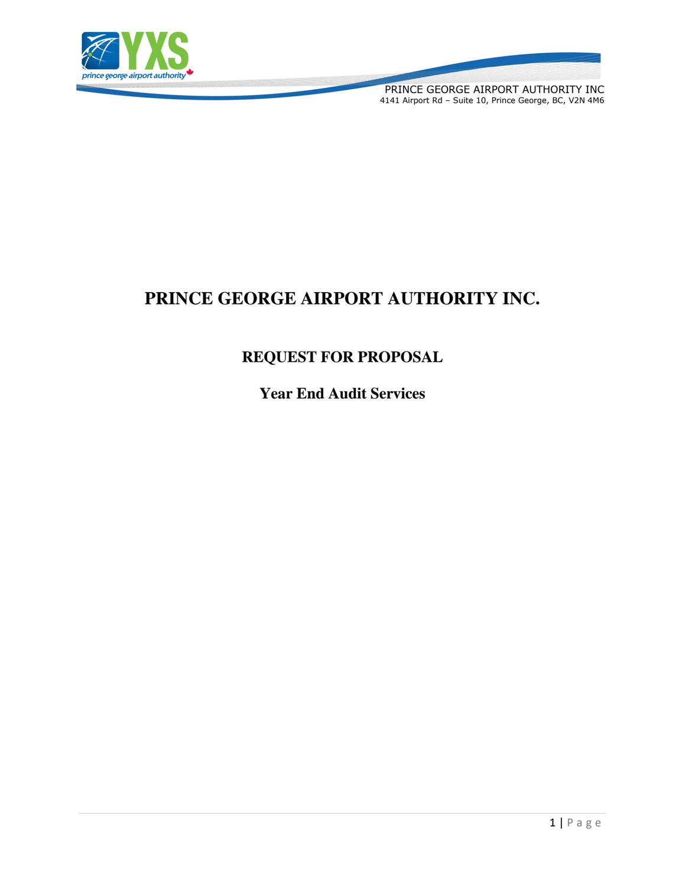# PRINCE GEORGE AIRPORT AUTHORITY INC.

## REQUEST FOR PROPOSAL

### Year End Audit Services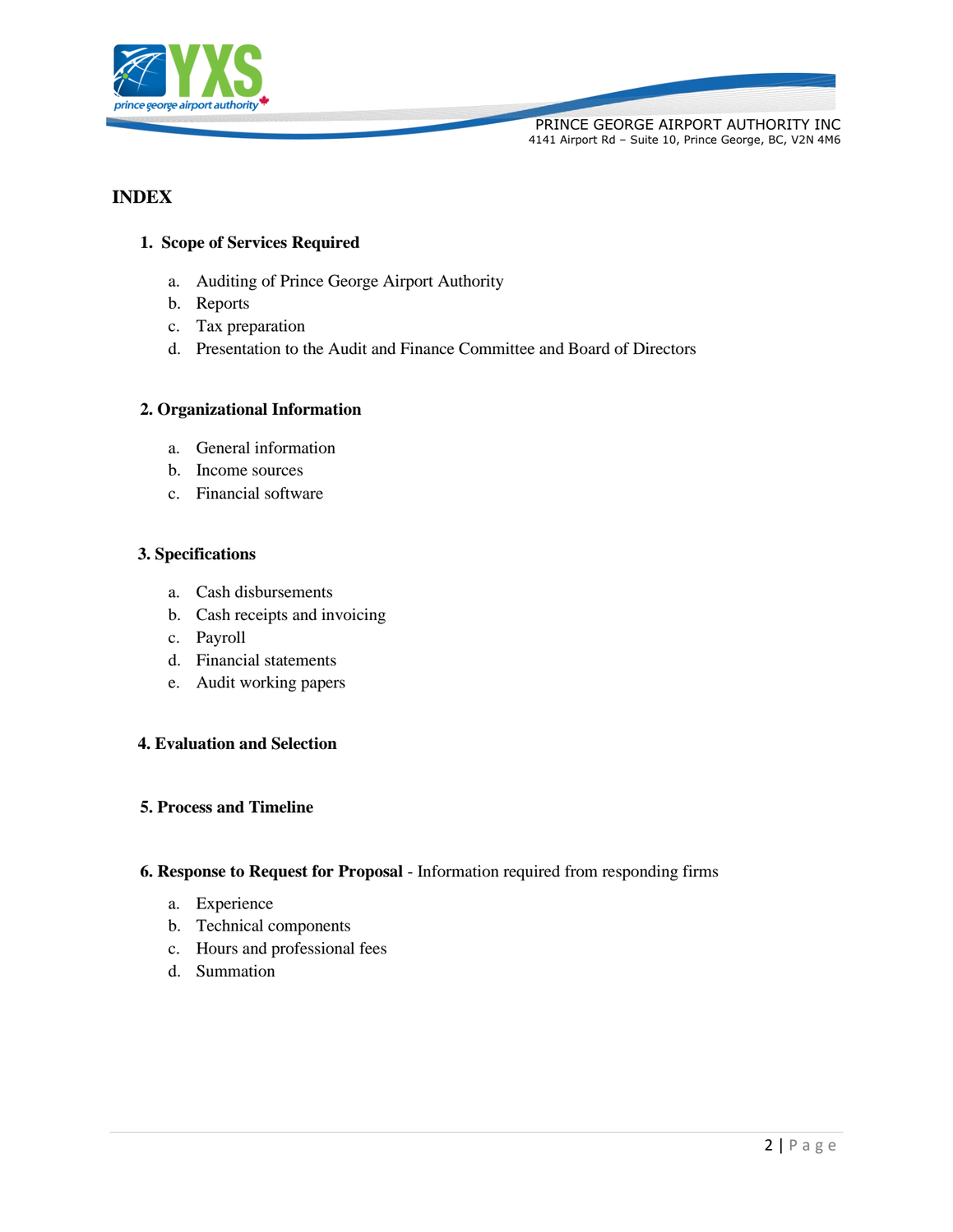# INDEX

**1. Scope of Services Required**

a. Auditing of Prince George Airport Authority
b. Reports
c. Tax preparation
d. Presentation to the Audit and Finance Committee and Board of Directors

**2. Organizational Information**

a. General information
b. Income sources
c. Financial software

**3. Specifications**

a. Cash disbursements
b. Cash receipts and invoicing
c. Payroll
d. Financial statements
e. Audit working papers

**4. Evaluation and Selection**

**5. Process and Timeline**

**6. Response to Request for Proposal** - Information required from responding firms

a. Experience
b. Technical components
c. Hours and professional fees
d. Summation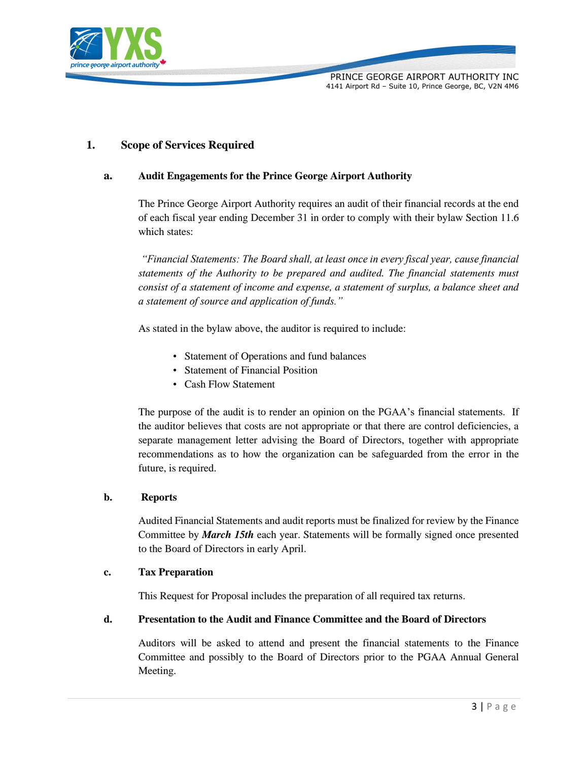## 1. Scope of Services Required

### a. Audit Engagements for the Prince George Airport Authority

The Prince George Airport Authority requires an audit of their financial records at the end of each fiscal year ending December 31 in order to comply with their bylaw Section 11.6 which states:

*"Financial Statements: The Board shall, at least once in every fiscal year, cause financial statements of the Authority to be prepared and audited. The financial statements must consist of a statement of income and expense, a statement of surplus, a balance sheet and a statement of source and application of funds."*

As stated in the bylaw above, the auditor is required to include:

- Statement of Operations and fund balances
- Statement of Financial Position
- Cash Flow Statement

The purpose of the audit is to render an opinion on the PGAA's financial statements. If the auditor believes that costs are not appropriate or that there are control deficiencies, a separate management letter advising the Board of Directors, together with appropriate recommendations as to how the organization can be safeguarded from the error in the future, is required.

### b. Reports

Audited Financial Statements and audit reports must be finalized for review by the Finance Committee by ***March 15th*** each year. Statements will be formally signed once presented to the Board of Directors in early April.

### c. Tax Preparation

This Request for Proposal includes the preparation of all required tax returns.

### d. Presentation to the Audit and Finance Committee and the Board of Directors

Auditors will be asked to attend and present the financial statements to the Finance Committee and possibly to the Board of Directors prior to the PGAA Annual General Meeting.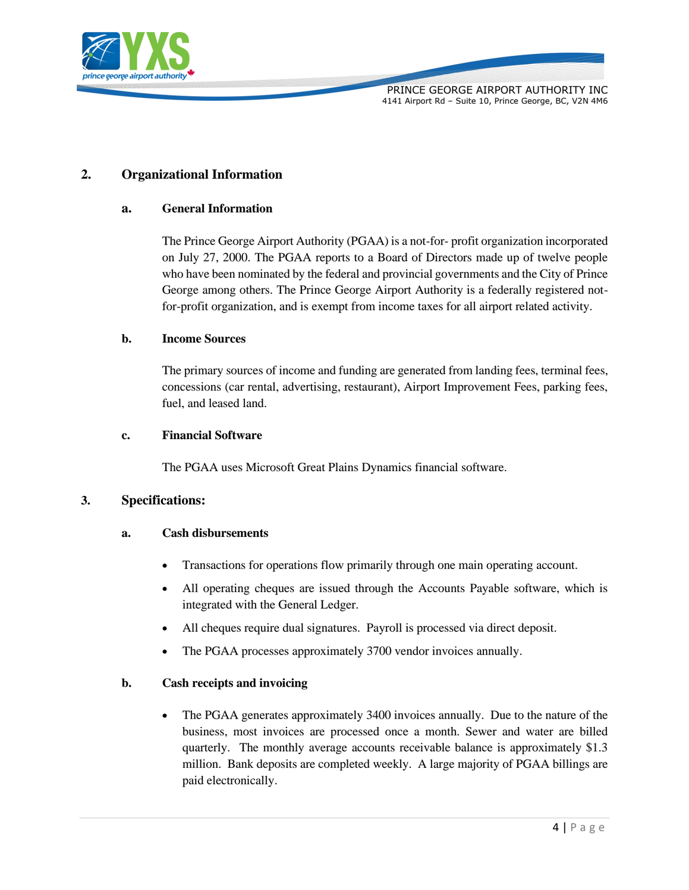## 2. Organizational Information

### a. General Information

The Prince George Airport Authority (PGAA) is a not-for- profit organization incorporated on July 27, 2000. The PGAA reports to a Board of Directors made up of twelve people who have been nominated by the federal and provincial governments and the City of Prince George among others. The Prince George Airport Authority is a federally registered not-for-profit organization, and is exempt from income taxes for all airport related activity.

### b. Income Sources

The primary sources of income and funding are generated from landing fees, terminal fees, concessions (car rental, advertising, restaurant), Airport Improvement Fees, parking fees, fuel, and leased land.

### c. Financial Software

The PGAA uses Microsoft Great Plains Dynamics financial software.

## 3. Specifications:

### a. Cash disbursements

- Transactions for operations flow primarily through one main operating account.
- All operating cheques are issued through the Accounts Payable software, which is integrated with the General Ledger.
- All cheques require dual signatures. Payroll is processed via direct deposit.
- The PGAA processes approximately 3700 vendor invoices annually.

### b. Cash receipts and invoicing

- The PGAA generates approximately 3400 invoices annually. Due to the nature of the business, most invoices are processed once a month. Sewer and water are billed quarterly. The monthly average accounts receivable balance is approximately $1.3 million. Bank deposits are completed weekly. A large majority of PGAA billings are paid electronically.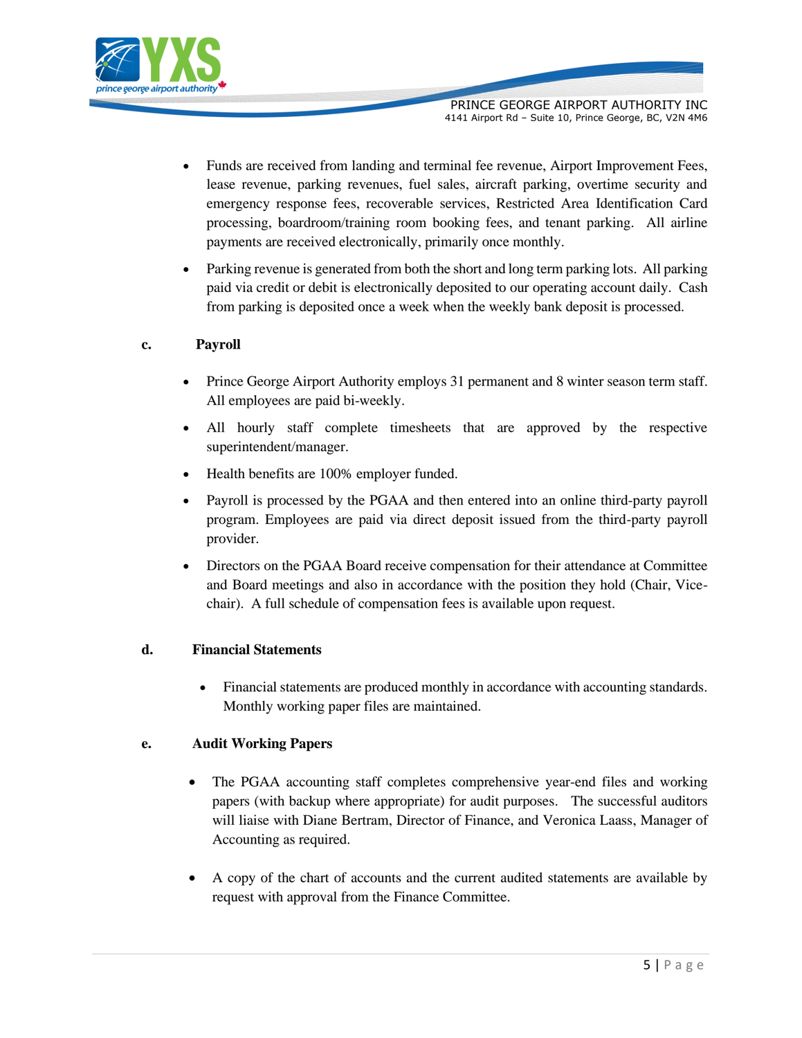- Funds are received from landing and terminal fee revenue, Airport Improvement Fees, lease revenue, parking revenues, fuel sales, aircraft parking, overtime security and emergency response fees, recoverable services, Restricted Area Identification Card processing, boardroom/training room booking fees, and tenant parking. All airline payments are received electronically, primarily once monthly.
- Parking revenue is generated from both the short and long term parking lots. All parking paid via credit or debit is electronically deposited to our operating account daily. Cash from parking is deposited once a week when the weekly bank deposit is processed.

**c. Payroll**

- Prince George Airport Authority employs 31 permanent and 8 winter season term staff. All employees are paid bi-weekly.
- All hourly staff complete timesheets that are approved by the respective superintendent/manager.
- Health benefits are 100% employer funded.
- Payroll is processed by the PGAA and then entered into an online third-party payroll program. Employees are paid via direct deposit issued from the third-party payroll provider.
- Directors on the PGAA Board receive compensation for their attendance at Committee and Board meetings and also in accordance with the position they hold (Chair, Vice-chair). A full schedule of compensation fees is available upon request.

**d. Financial Statements**

- Financial statements are produced monthly in accordance with accounting standards. Monthly working paper files are maintained.

**e. Audit Working Papers**

- The PGAA accounting staff completes comprehensive year-end files and working papers (with backup where appropriate) for audit purposes. The successful auditors will liaise with Diane Bertram, Director of Finance, and Veronica Laass, Manager of Accounting as required.
- A copy of the chart of accounts and the current audited statements are available by request with approval from the Finance Committee.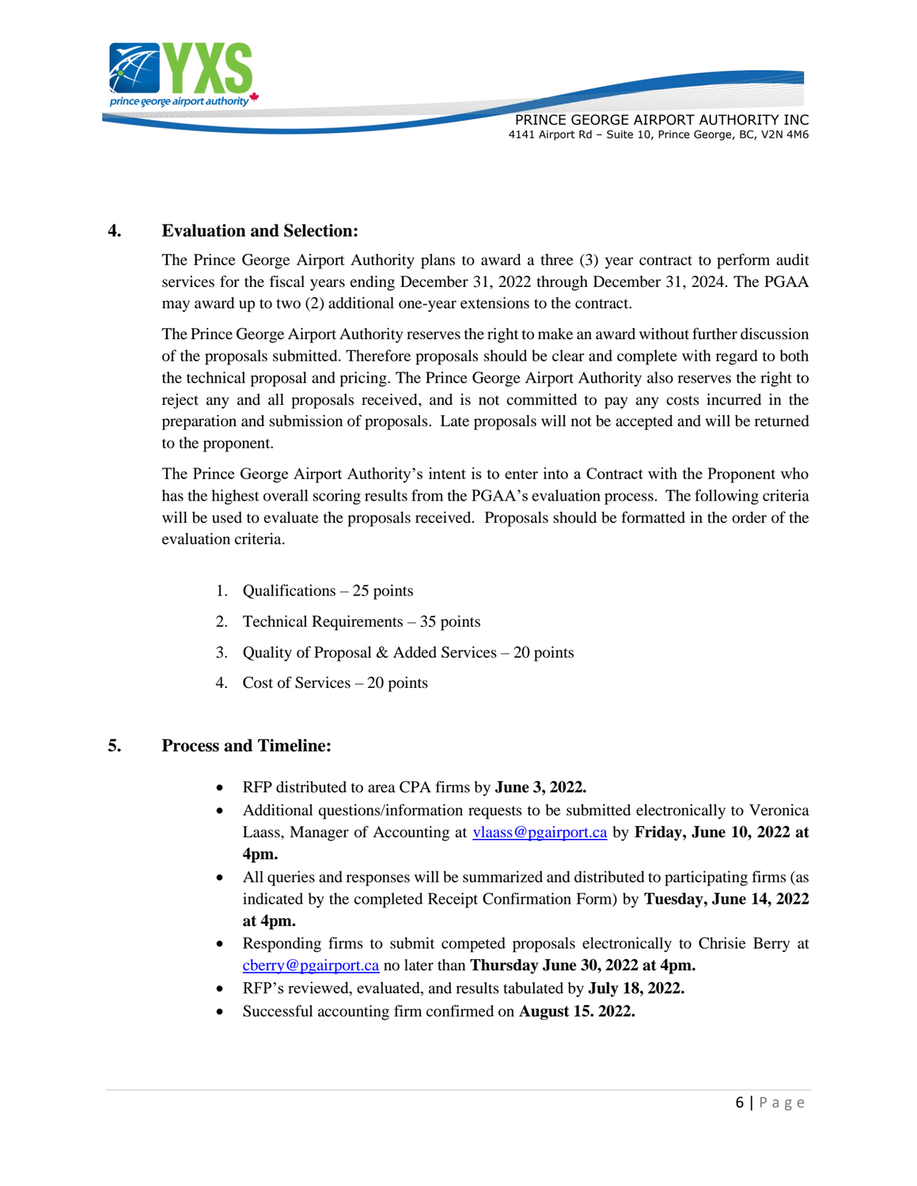## 4. Evaluation and Selection:

The Prince George Airport Authority plans to award a three (3) year contract to perform audit services for the fiscal years ending December 31, 2022 through December 31, 2024. The PGAA may award up to two (2) additional one-year extensions to the contract.

The Prince George Airport Authority reserves the right to make an award without further discussion of the proposals submitted. Therefore proposals should be clear and complete with regard to both the technical proposal and pricing. The Prince George Airport Authority also reserves the right to reject any and all proposals received, and is not committed to pay any costs incurred in the preparation and submission of proposals. Late proposals will not be accepted and will be returned to the proponent.

The Prince George Airport Authority's intent is to enter into a Contract with the Proponent who has the highest overall scoring results from the PGAA's evaluation process. The following criteria will be used to evaluate the proposals received. Proposals should be formatted in the order of the evaluation criteria.

1. Qualifications – 25 points
2. Technical Requirements – 35 points
3. Quality of Proposal & Added Services – 20 points
4. Cost of Services – 20 points

## 5. Process and Timeline:

- RFP distributed to area CPA firms by **June 3, 2022.**
- Additional questions/information requests to be submitted electronically to Veronica Laass, Manager of Accounting at vlaass@pgairport.ca by **Friday, June 10, 2022 at 4pm.**
- All queries and responses will be summarized and distributed to participating firms (as indicated by the completed Receipt Confirmation Form) by **Tuesday, June 14, 2022 at 4pm.**
- Responding firms to submit competed proposals electronically to Chrisie Berry at cberry@pgairport.ca no later than **Thursday June 30, 2022 at 4pm.**
- RFP's reviewed, evaluated, and results tabulated by **July 18, 2022.**
- Successful accounting firm confirmed on **August 15. 2022.**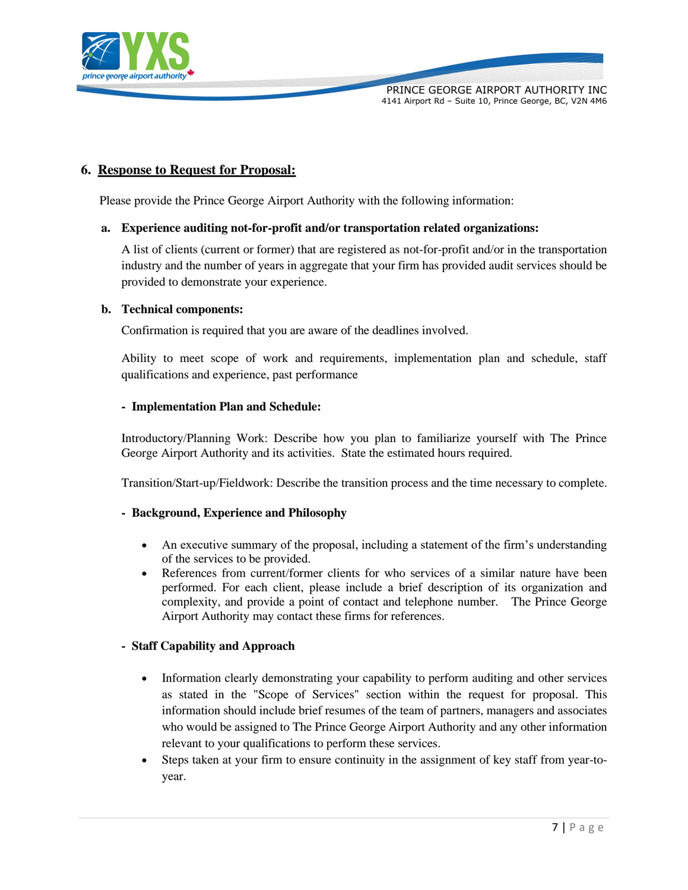## 6. Response to Request for Proposal:

Please provide the Prince George Airport Authority with the following information:

**a. Experience auditing not-for-profit and/or transportation related organizations:**

A list of clients (current or former) that are registered as not-for-profit and/or in the transportation industry and the number of years in aggregate that your firm has provided audit services should be provided to demonstrate your experience.

**b. Technical components:**

Confirmation is required that you are aware of the deadlines involved.

Ability to meet scope of work and requirements, implementation plan and schedule, staff qualifications and experience, past performance

**- Implementation Plan and Schedule:**

Introductory/Planning Work: Describe how you plan to familiarize yourself with The Prince George Airport Authority and its activities. State the estimated hours required.

Transition/Start-up/Fieldwork: Describe the transition process and the time necessary to complete.

**- Background, Experience and Philosophy**

- An executive summary of the proposal, including a statement of the firm's understanding of the services to be provided.
- References from current/former clients for who services of a similar nature have been performed. For each client, please include a brief description of its organization and complexity, and provide a point of contact and telephone number. The Prince George Airport Authority may contact these firms for references.

**- Staff Capability and Approach**

- Information clearly demonstrating your capability to perform auditing and other services as stated in the "Scope of Services" section within the request for proposal. This information should include brief resumes of the team of partners, managers and associates who would be assigned to The Prince George Airport Authority and any other information relevant to your qualifications to perform these services.
- Steps taken at your firm to ensure continuity in the assignment of key staff from year-to-year.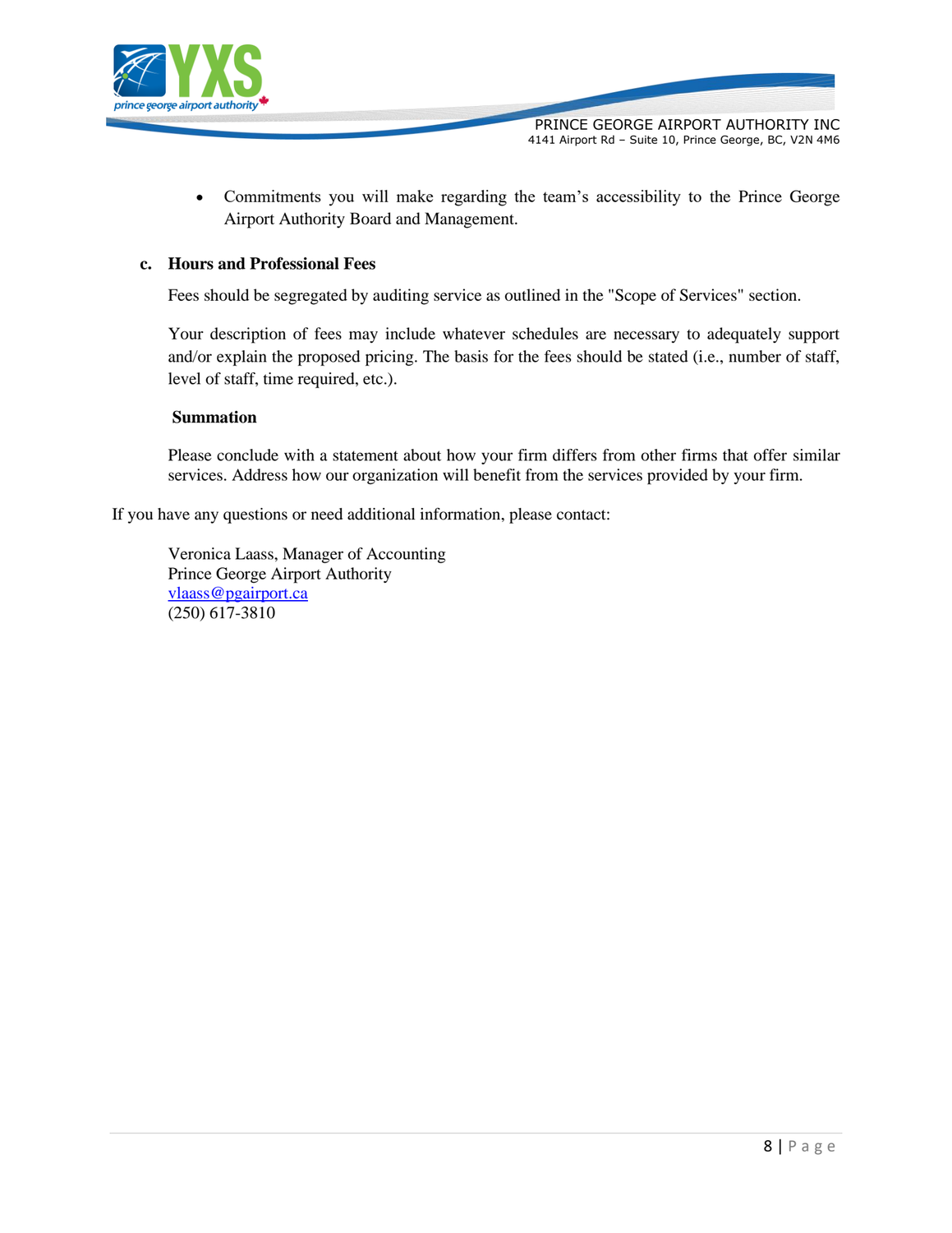- Commitments you will make regarding the team's accessibility to the Prince George Airport Authority Board and Management.

**c. Hours and Professional Fees**

Fees should be segregated by auditing service as outlined in the "Scope of Services" section.

Your description of fees may include whatever schedules are necessary to adequately support and/or explain the proposed pricing. The basis for the fees should be stated (i.e., number of staff, level of staff, time required, etc.).

**Summation**

Please conclude with a statement about how your firm differs from other firms that offer similar services. Address how our organization will benefit from the services provided by your firm.

If you have any questions or need additional information, please contact:

Veronica Laass, Manager of Accounting
Prince George Airport Authority
vlaass@pgairport.ca
(250) 617-3810